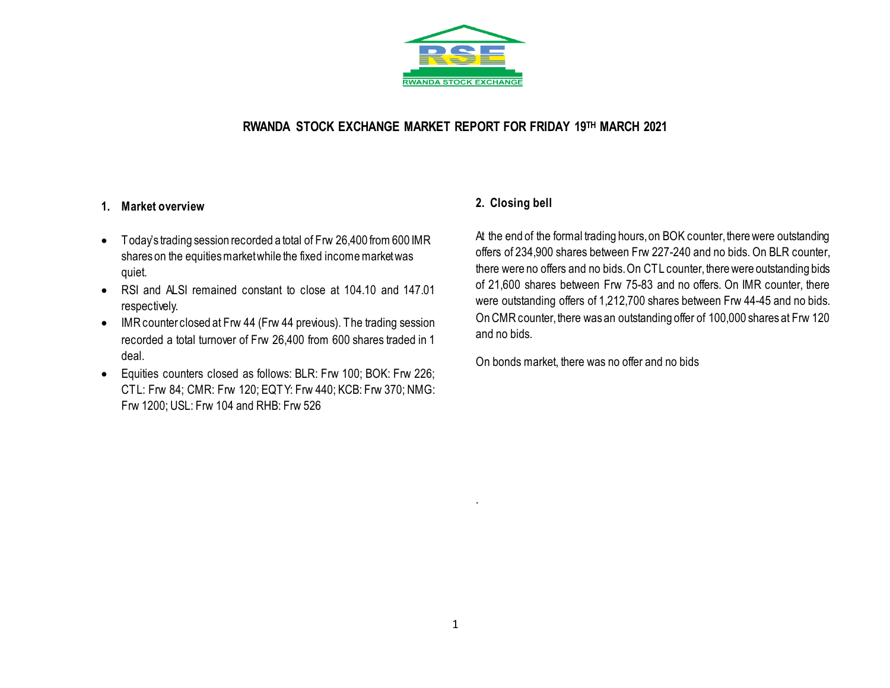# RWANDA STOCK EXCHANGE MARKET REPORT FOR FRIDAY 19TH MARCH 2021

## 1. Market overview

- Today's trading session recorded a total of Frw 26,400 from 600 IMR shares on the equities market while the fixed income market was quiet.
- RSI and ALSI remained constant to close at 104.10 and 147.01 respectively.
- IMR counter closed at Frw 44 (Frw 44 previous). The trading session recorded a total turnover of Frw 26,400 from 600 shares traded in 1 deal.
- Equities counters closed as follows: BLR: Frw 100; BOK: Frw 226; CTL: Frw 84; CMR: Frw 120; EQTY: Frw 440; KCB: Frw 370; NMG: Frw 1200; USL: Frw 104 and RHB: Frw 526

## 2. Closing bell

At the end of the formal trading hours, on BOK counter, there were outstanding offers of 234,900 shares between Frw 227-240 and no bids. On BLR counter, there were no offers and no bids. On CTL counter, there were outstanding bids of 21,600 shares between Frw 75-83 and no offers. On IMR counter, there were outstanding offers of 1,212,700 shares between Frw 44-45 and no bids. On CMR counter, there was an outstanding offer of 100,000 shares at Frw 120 and no bids.

On bonds market, there was no offer and no bids

.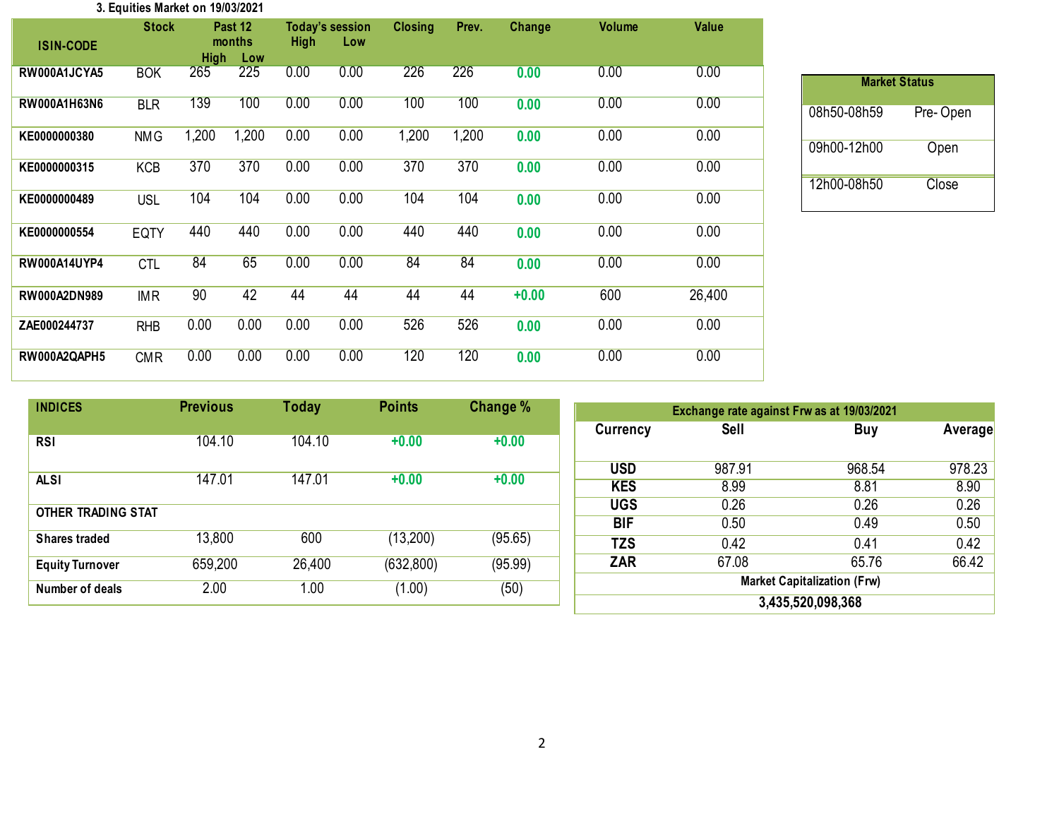### 3. Equities Market on 19/03/2021

| ISIN-CODE | Stock | Past 12 months High | Past 12 months Low | Today's session High | Today's session Low | Closing | Prev. | Change | Volume | Value |
|---|---|---|---|---|---|---|---|---|---|---|
| RW000A1JCYA5 | BOK | 265 | 225 | 0.00 | 0.00 | 226 | 226 | 0.00 | 0.00 | 0.00 |
| RW000A1H63N6 | BLR | 139 | 100 | 0.00 | 0.00 | 100 | 100 | 0.00 | 0.00 | 0.00 |
| KE0000000380 | NMG | 1,200 | 1,200 | 0.00 | 0.00 | 1,200 | 1,200 | 0.00 | 0.00 | 0.00 |
| KE0000000315 | KCB | 370 | 370 | 0.00 | 0.00 | 370 | 370 | 0.00 | 0.00 | 0.00 |
| KE0000000489 | USL | 104 | 104 | 0.00 | 0.00 | 104 | 104 | 0.00 | 0.00 | 0.00 |
| KE0000000554 | EQTY | 440 | 440 | 0.00 | 0.00 | 440 | 440 | 0.00 | 0.00 | 0.00 |
| RW000A14UYP4 | CTL | 84 | 65 | 0.00 | 0.00 | 84 | 84 | 0.00 | 0.00 | 0.00 |
| RW000A2DN989 | IMR | 90 | 42 | 44 | 44 | 44 | 44 | +0.00 | 600 | 26,400 |
| ZAE000244737 | RHB | 0.00 | 0.00 | 0.00 | 0.00 | 526 | 526 | 0.00 | 0.00 | 0.00 |
| RW000A2QAPH5 | CMR | 0.00 | 0.00 | 0.00 | 0.00 | 120 | 120 | 0.00 | 0.00 | 0.00 |

| Market Status | |
|---|---|
| 08h50-08h59 | Pre- Open |
| 09h00-12h00 | Open |
| 12h00-08h50 | Close |

| INDICES | Previous | Today | Points | Change % |
|---|---|---|---|---|
| RSI | 104.10 | 104.10 | +0.00 | +0.00 |
| ALSI | 147.01 | 147.01 | +0.00 | +0.00 |
| **OTHER TRADING STAT** | | | | |
| Shares traded | 13,800 | 600 | (13,200) | (95.65) |
| Equity Turnover | 659,200 | 26,400 | (632,800) | (95.99) |
| Number of deals | 2.00 | 1.00 | (1.00) | (50) |

| Exchange rate against Frw as at 19/03/2021 | | | |
|---|---|---|---|
| Currency | Sell | Buy | Average |
| USD | 987.91 | 968.54 | 978.23 |
| KES | 8.99 | 8.81 | 8.90 |
| UGS | 0.26 | 0.26 | 0.26 |
| BIF | 0.50 | 0.49 | 0.50 |
| TZS | 0.42 | 0.41 | 0.42 |
| ZAR | 67.08 | 65.76 | 66.42 |
| Market Capitalization (Frw) | | | |
| 3,435,520,098,368 | | | |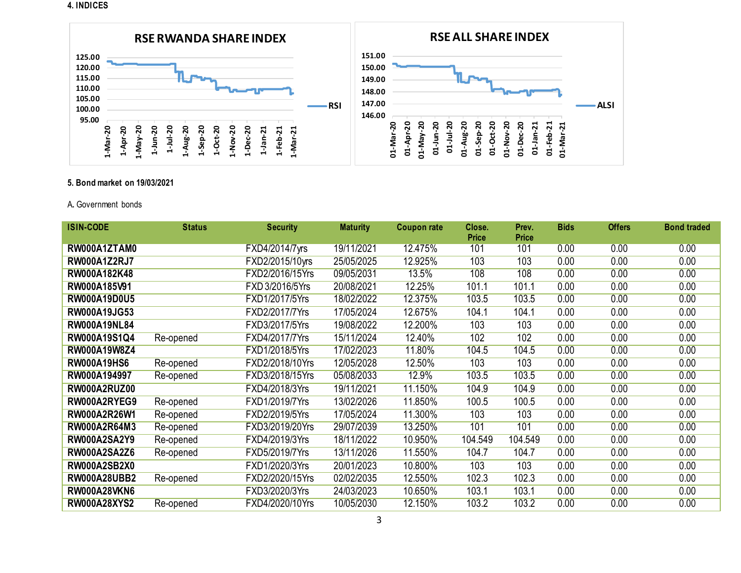**4. INDICES**

RSE RWANDA SHARE INDEX

RSE ALL SHARE INDEX

**5. Bond market on 19/03/2021**

A. Government bonds

| ISIN-CODE | Status | Security | Maturity | Coupon rate | Close. Price | Prev. Price | Bids | Offers | Bond traded |
|---|---|---|---|---|---|---|---|---|---|
| **RW000A1ZTAM0** | | FXD4/2014/7yrs | 19/11/2021 | 12.475% | 101 | 101 | 0.00 | 0.00 | 0.00 |
| **RW000A1Z2RJ7** | | FXD2/2015/10yrs | 25/05/2025 | 12.925% | 103 | 103 | 0.00 | 0.00 | 0.00 |
| **RW000A182K48** | | FXD2/2016/15Yrs | 09/05/2031 | 13.5% | 108 | 108 | 0.00 | 0.00 | 0.00 |
| **RW000A185V91** | | FXD 3/2016/5Yrs | 20/08/2021 | 12.25% | 101.1 | 101.1 | 0.00 | 0.00 | 0.00 |
| **RW000A19D0U5** | | FXD1/2017/5Yrs | 18/02/2022 | 12.375% | 103.5 | 103.5 | 0.00 | 0.00 | 0.00 |
| **RW000A19JG53** | | FXD2/2017/7Yrs | 17/05/2024 | 12.675% | 104.1 | 104.1 | 0.00 | 0.00 | 0.00 |
| **RW000A19NL84** | | FXD3/2017/5Yrs | 19/08/2022 | 12.200% | 103 | 103 | 0.00 | 0.00 | 0.00 |
| **RW000A19S1Q4** | Re-opened | FXD4/2017/7Yrs | 15/11/2024 | 12.40% | 102 | 102 | 0.00 | 0.00 | 0.00 |
| **RW000A19W8Z4** | | FXD1/2018/5Yrs | 17/02/2023 | 11.80% | 104.5 | 104.5 | 0.00 | 0.00 | 0.00 |
| **RW000A19HS6** | Re-opened | FXD2/2018/10Yrs | 12/05/2028 | 12.50% | 103 | 103 | 0.00 | 0.00 | 0.00 |
| **RW000A194997** | Re-opened | FXD3/2018/15Yrs | 05/08/2033 | 12.9% | 103.5 | 103.5 | 0.00 | 0.00 | 0.00 |
| **RW000A2RUZ00** | | FXD4/2018/3Yrs | 19/11/2021 | 11.150% | 104.9 | 104.9 | 0.00 | 0.00 | 0.00 |
| **RW000A2RYEG9** | Re-opened | FXD1/2019/7Yrs | 13/02/2026 | 11.850% | 100.5 | 100.5 | 0.00 | 0.00 | 0.00 |
| **RW000A2R26W1** | Re-opened | FXD2/2019/5Yrs | 17/05/2024 | 11.300% | 103 | 103 | 0.00 | 0.00 | 0.00 |
| **RW000A2R64M3** | Re-opened | FXD3/2019/20Yrs | 29/07/2039 | 13.250% | 101 | 101 | 0.00 | 0.00 | 0.00 |
| **RW000A2SA2Y9** | Re-opened | FXD4/2019/3Yrs | 18/11/2022 | 10.950% | 104.549 | 104.549 | 0.00 | 0.00 | 0.00 |
| **RW000A2SA2Z6** | Re-opened | FXD5/2019/7Yrs | 13/11/2026 | 11.550% | 104.7 | 104.7 | 0.00 | 0.00 | 0.00 |
| **RW000A2SB2X0** | | FXD1/2020/3Yrs | 20/01/2023 | 10.800% | 103 | 103 | 0.00 | 0.00 | 0.00 |
| **RW000A28UBB2** | Re-opened | FXD2/2020/15Yrs | 02/02/2035 | 12.550% | 102.3 | 102.3 | 0.00 | 0.00 | 0.00 |
| **RW000A28VKN6** | | FXD3/2020/3Yrs | 24/03/2023 | 10.650% | 103.1 | 103.1 | 0.00 | 0.00 | 0.00 |
| **RW000A28XYS2** | Re-opened | FXD4/2020/10Yrs | 10/05/2030 | 12.150% | 103.2 | 103.2 | 0.00 | 0.00 | 0.00 |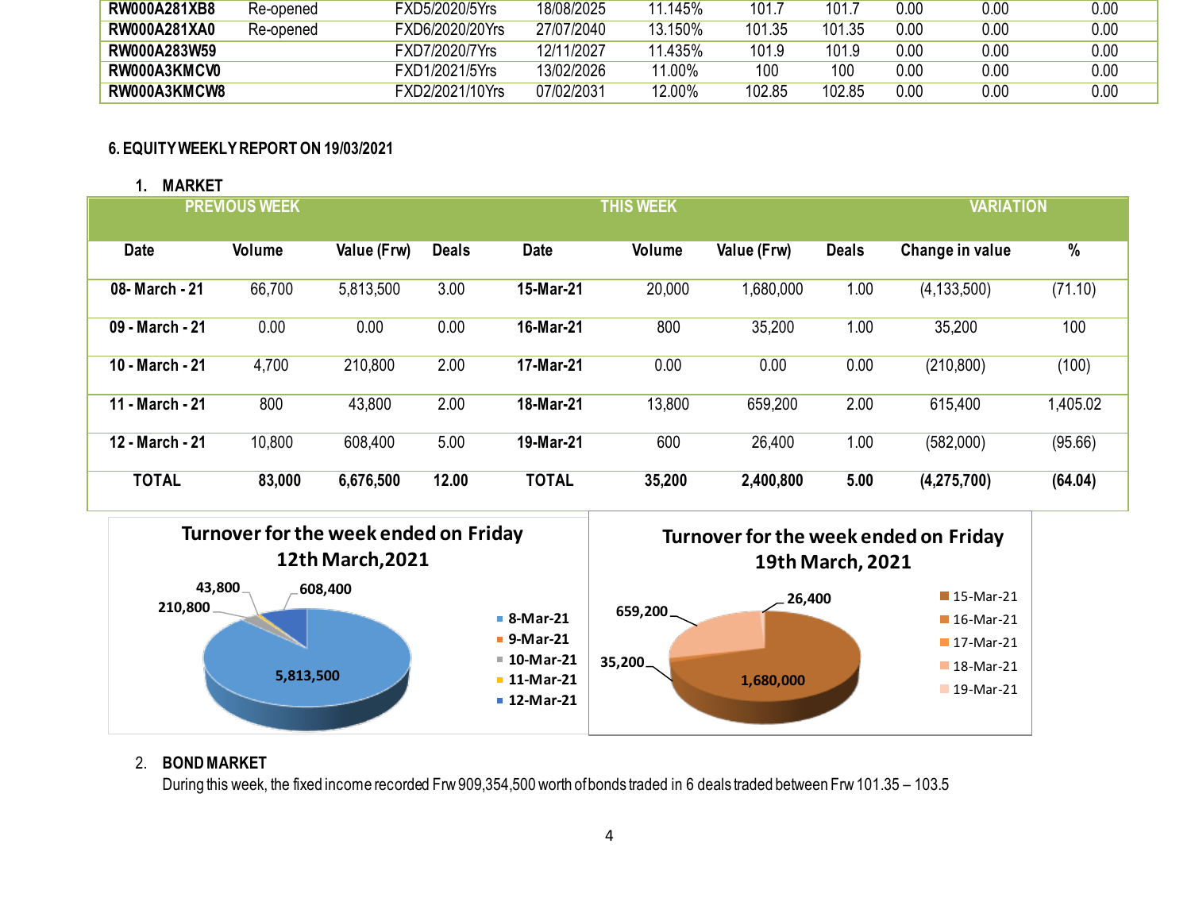| RW000A281XB8 | Re-opened | FXD5/2020/5Yrs | 18/08/2025 | 11.145% | 101.7 | 101.7 | 0.00 | 0.00 | 0.00 |
|---|---|---|---|---|---|---|---|---|---|
| RW000A281XA0 | Re-opened | FXD6/2020/20Yrs | 27/07/2040 | 13.150% | 101.35 | 101.35 | 0.00 | 0.00 | 0.00 |
| RW000A283W59 | | FXD7/2020/7Yrs | 12/11/2027 | 11.435% | 101.9 | 101.9 | 0.00 | 0.00 | 0.00 |
| RW000A3KMCV0 | | FXD1/2021/5Yrs | 13/02/2026 | 11.00% | 100 | 100 | 0.00 | 0.00 | 0.00 |
| RW000A3KMCW8 | | FXD2/2021/10Yrs | 07/02/2031 | 12.00% | 102.85 | 102.85 | 0.00 | 0.00 | 0.00 |

## 6. EQUITY WEEKLY REPORT ON 19/03/2021

### 1. MARKET

| PREVIOUS WEEK | | | | THIS WEEK | | | | VARIATION | |
|---|---|---|---|---|---|---|---|---|---|
| **Date** | **Volume** | **Value (Frw)** | **Deals** | **Date** | **Volume** | **Value (Frw)** | **Deals** | **Change in value** | **%** |
| **08- March - 21** | 66,700 | 5,813,500 | 3.00 | **15-Mar-21** | 20,000 | 1,680,000 | 1.00 | (4,133,500) | (71.10) |
| **09 - March - 21** | 0.00 | 0.00 | 0.00 | **16-Mar-21** | 800 | 35,200 | 1.00 | 35,200 | 100 |
| **10 - March - 21** | 4,700 | 210,800 | 2.00 | **17-Mar-21** | 0.00 | 0.00 | 0.00 | (210,800) | (100) |
| **11 - March - 21** | 800 | 43,800 | 2.00 | **18-Mar-21** | 13,800 | 659,200 | 2.00 | 615,400 | 1,405.02 |
| **12 - March - 21** | 10,800 | 608,400 | 5.00 | **19-Mar-21** | 600 | 26,400 | 1.00 | (582,000) | (95.66) |
| **TOTAL** | **83,000** | **6,676,500** | **12.00** | **TOTAL** | **35,200** | **2,400,800** | **5.00** | **(4,275,700)** | **(64.04)** |

**Turnover for the week ended on Friday 12th March,2021**

| Date | Turnover |
|---|---|
| 8-Mar-21 | 5,813,500 |
| 9-Mar-21 | |
| 10-Mar-21 | 210,800 |
| 11-Mar-21 | 43,800 |
| 12-Mar-21 | 608,400 |

**Turnover for the week ended on Friday 19th March, 2021**

| Date | Turnover |
|---|---|
| 15-Mar-21 | 1,680,000 |
| 16-Mar-21 | 35,200 |
| 17-Mar-21 | |
| 18-Mar-21 | 659,200 |
| 19-Mar-21 | 26,400 |

### 2. BOND MARKET

During this week, the fixed income recorded Frw 909,354,500 worth of bonds traded in 6 deals traded between Frw 101.35 – 103.5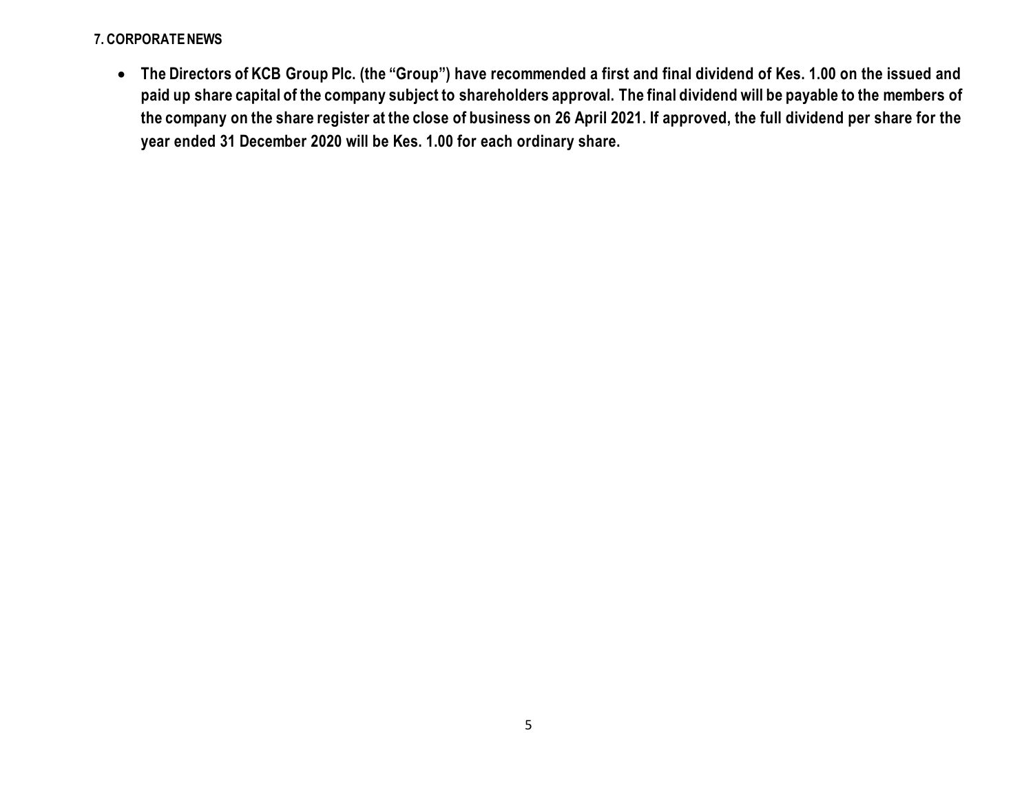#### 7. CORPORATE NEWS

- **The Directors of KCB Group Plc. (the "Group") have recommended a first and final dividend of Kes. 1.00 on the issued and paid up share capital of the company subject to shareholders approval. The final dividend will be payable to the members of the company on the share register at the close of business on 26 April 2021. If approved, the full dividend per share for the year ended 31 December 2020 will be Kes. 1.00 for each ordinary share.**